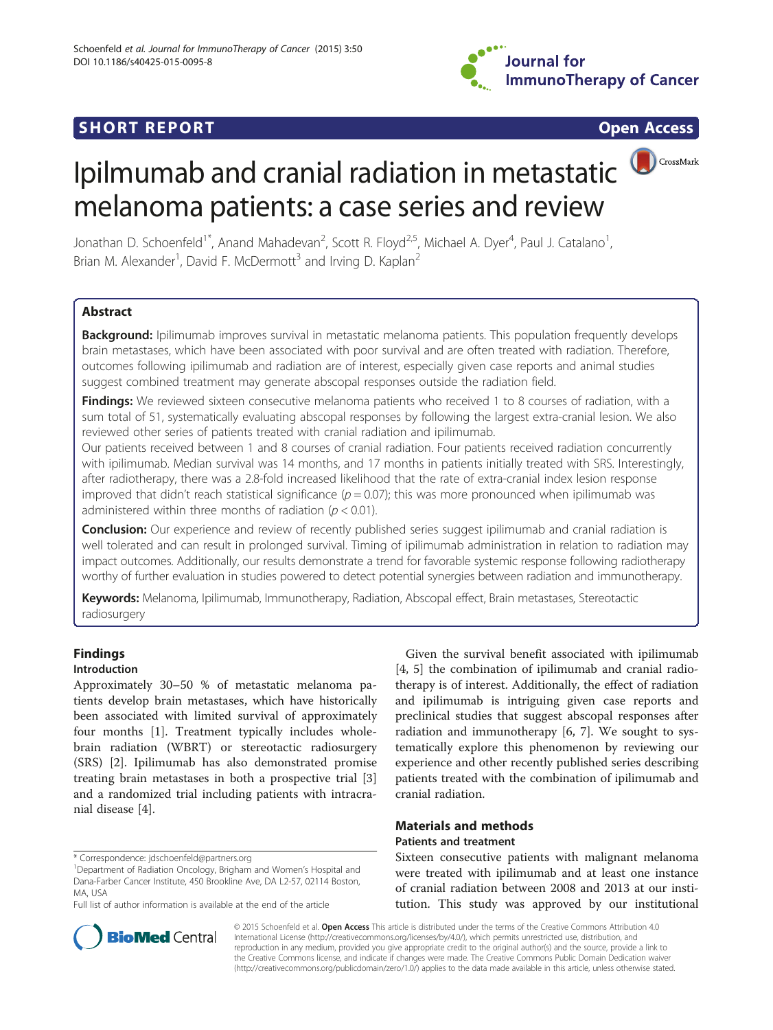SHORT REPORT

Open Access

# Ipilmumab and cranial radiation in metastatic melanoma patients: a case series and review

Jonathan D. Schoenfeld[1*], Anand Mahadevan[2], Scott R. Floyd[2,5], Michael A. Dyer[4], Paul J. Catalano[1], Brian M. Alexander[1], David F. McDermott[3] and Irving D. Kaplan[2]

## Abstract

**Background:** Ipilimumab improves survival in metastatic melanoma patients. This population frequently develops brain metastases, which have been associated with poor survival and are often treated with radiation. Therefore, outcomes following ipilimumab and radiation are of interest, especially given case reports and animal studies suggest combined treatment may generate abscopal responses outside the radiation field.

**Findings:** We reviewed sixteen consecutive melanoma patients who received 1 to 8 courses of radiation, with a sum total of 51, systematically evaluating abscopal responses by following the largest extra-cranial lesion. We also reviewed other series of patients treated with cranial radiation and ipilimumab.

Our patients received between 1 and 8 courses of cranial radiation. Four patients received radiation concurrently with ipilimumab. Median survival was 14 months, and 17 months in patients initially treated with SRS. Interestingly, after radiotherapy, there was a 2.8-fold increased likelihood that the rate of extra-cranial index lesion response improved that didn't reach statistical significance ($p = 0.07$); this was more pronounced when ipilimumab was administered within three months of radiation ($p < 0.01$).

**Conclusion:** Our experience and review of recently published series suggest ipilimumab and cranial radiation is well tolerated and can result in prolonged survival. Timing of ipilimumab administration in relation to radiation may impact outcomes. Additionally, our results demonstrate a trend for favorable systemic response following radiotherapy worthy of further evaluation in studies powered to detect potential synergies between radiation and immunotherapy.

**Keywords:** Melanoma, Ipilimumab, Immunotherapy, Radiation, Abscopal effect, Brain metastases, Stereotactic radiosurgery

## Findings

### Introduction

Approximately 30–50 % of metastatic melanoma patients develop brain metastases, which have historically been associated with limited survival of approximately four months [1]. Treatment typically includes whole-brain radiation (WBRT) or stereotactic radiosurgery (SRS) [2]. Ipilimumab has also demonstrated promise treating brain metastases in both a prospective trial [3] and a randomized trial including patients with intracranial disease [4].

Given the survival benefit associated with ipilimumab [4, 5] the combination of ipilimumab and cranial radiotherapy is of interest. Additionally, the effect of radiation and ipilimumab is intriguing given case reports and preclinical studies that suggest abscopal responses after radiation and immunotherapy [6, 7]. We sought to systematically explore this phenomenon by reviewing our experience and other recently published series describing patients treated with the combination of ipilimumab and cranial radiation.

## Materials and methods

### Patients and treatment

Sixteen consecutive patients with malignant melanoma were treated with ipilimumab and at least one instance of cranial radiation between 2008 and 2013 at our institution. This study was approved by our institutional

\* Correspondence: jdschoenfeld@partners.org
[1]Department of Radiation Oncology, Brigham and Women's Hospital and Dana-Farber Cancer Institute, 450 Brookline Ave, DA L2-57, 02114 Boston, MA, USA
Full list of author information is available at the end of the article

© 2015 Schoenfeld et al. **Open Access** This article is distributed under the terms of the Creative Commons Attribution 4.0 International License (http://creativecommons.org/licenses/by/4.0/), which permits unrestricted use, distribution, and reproduction in any medium, provided you give appropriate credit to the original author(s) and the source, provide a link to the Creative Commons license, and indicate if changes were made. The Creative Commons Public Domain Dedication waiver (http://creativecommons.org/publicdomain/zero/1.0/) applies to the data made available in this article, unless otherwise stated.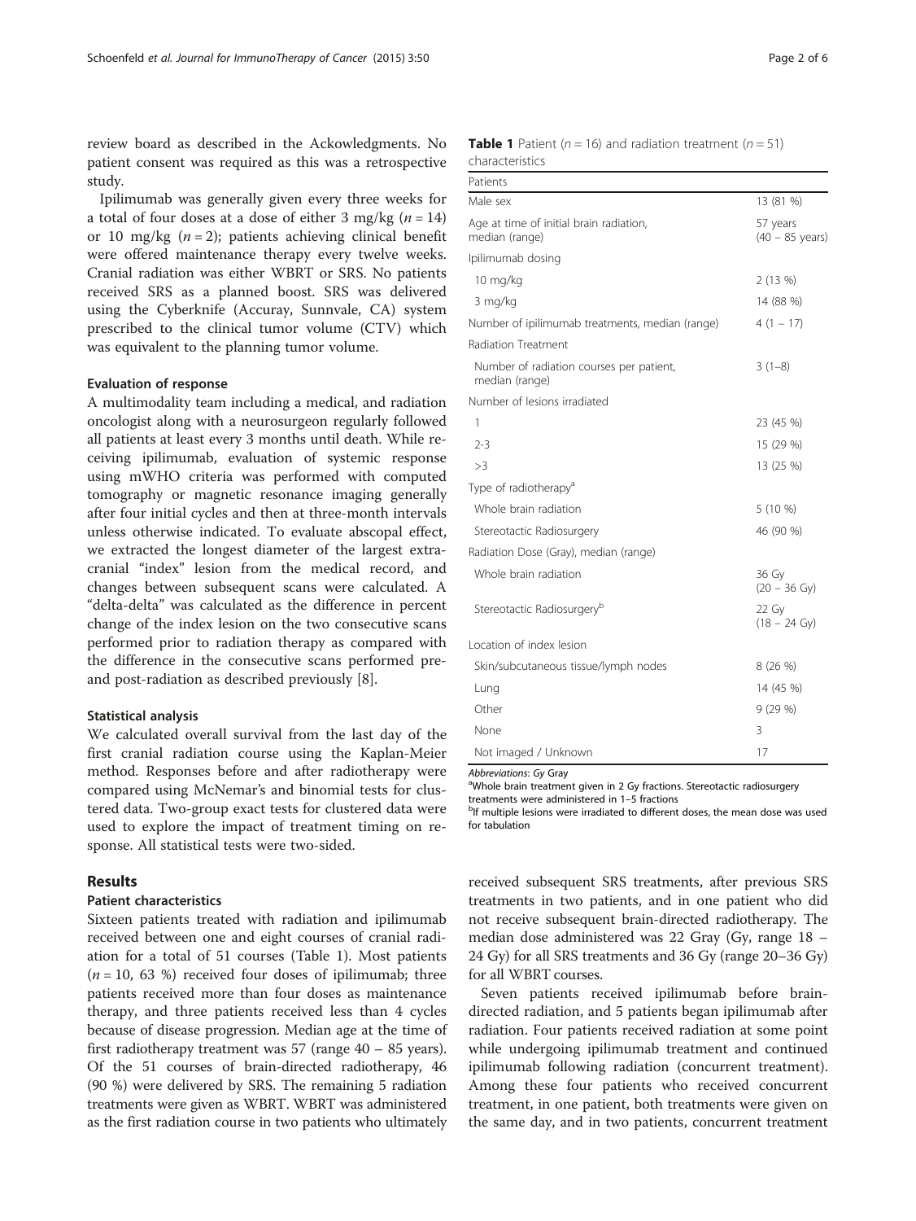review board as described in the Ackowledgments. No patient consent was required as this was a retrospective study.

Ipilimumab was generally given every three weeks for a total of four doses at a dose of either 3 mg/kg ($n = 14$) or 10 mg/kg ($n = 2$); patients achieving clinical benefit were offered maintenance therapy every twelve weeks. Cranial radiation was either WBRT or SRS. No patients received SRS as a planned boost. SRS was delivered using the Cyberknife (Accuray, Sunnvale, CA) system prescribed to the clinical tumor volume (CTV) which was equivalent to the planning tumor volume.

### Evaluation of response

A multimodality team including a medical, and radiation oncologist along with a neurosurgeon regularly followed all patients at least every 3 months until death. While receiving ipilimumab, evaluation of systemic response using mWHO criteria was performed with computed tomography or magnetic resonance imaging generally after four initial cycles and then at three-month intervals unless otherwise indicated. To evaluate abscopal effect, we extracted the longest diameter of the largest extracranial "index" lesion from the medical record, and changes between subsequent scans were calculated. A "delta-delta" was calculated as the difference in percent change of the index lesion on the two consecutive scans performed prior to radiation therapy as compared with the difference in the consecutive scans performed pre- and post-radiation as described previously [8].

### Statistical analysis

We calculated overall survival from the last day of the first cranial radiation course using the Kaplan-Meier method. Responses before and after radiotherapy were compared using McNemar's and binomial tests for clustered data. Two-group exact tests for clustered data were used to explore the impact of treatment timing on response. All statistical tests were two-sided.

## Results

### Patient characteristics

Sixteen patients treated with radiation and ipilimumab received between one and eight courses of cranial radiation for a total of 51 courses (Table 1). Most patients ($n = 10$, 63 %) received four doses of ipilimumab; three patients received more than four doses as maintenance therapy, and three patients received less than 4 cycles because of disease progression. Median age at the time of first radiotherapy treatment was 57 (range 40 – 85 years). Of the 51 courses of brain-directed radiotherapy, 46 (90 %) were delivered by SRS. The remaining 5 radiation treatments were given as WBRT. WBRT was administered as the first radiation course in two patients who ultimately received subsequent SRS treatments, after previous SRS treatments in two patients, and in one patient who did not receive subsequent brain-directed radiotherapy. The median dose administered was 22 Gray (Gy, range 18 – 24 Gy) for all SRS treatments and 36 Gy (range 20–36 Gy) for all WBRT courses.

Seven patients received ipilimumab before brain-directed radiation, and 5 patients began ipilimumab after radiation. Four patients received radiation at some point while undergoing ipilimumab treatment and continued ipilimumab following radiation (concurrent treatment). Among these four patients who received concurrent treatment, in one patient, both treatments were given on the same day, and in two patients, concurrent treatment

**Table 1** Patient ($n = 16$) and radiation treatment ($n = 51$) characteristics

| Patients | |
|---|---|
| Male sex | 13 (81 %) |
| Age at time of initial brain radiation, median (range) | 57 years (40 – 85 years) |
| Ipilimumab dosing | |
| 10 mg/kg | 2 (13 %) |
| 3 mg/kg | 14 (88 %) |
| Number of ipilimumab treatments, median (range) | 4 (1 – 17) |
| Radiation Treatment | |
| Number of radiation courses per patient, median (range) | 3 (1–8) |
| Number of lesions irradiated | |
| 1 | 23 (45 %) |
| 2-3 | 15 (29 %) |
| >3 | 13 (25 %) |
| Type of radiotherapy[a] | |
| Whole brain radiation | 5 (10 %) |
| Stereotactic Radiosurgery | 46 (90 %) |
| Radiation Dose (Gray), median (range) | |
| Whole brain radiation | 36 Gy (20 – 36 Gy) |
| Stereotactic Radiosurgery[b] | 22 Gy (18 – 24 Gy) |
| Location of index lesion | |
| Skin/subcutaneous tissue/lymph nodes | 8 (26 %) |
| Lung | 14 (45 %) |
| Other | 9 (29 %) |
| None | 3 |
| Not imaged / Unknown | 17 |

*Abbreviations*: *Gy* Gray
[a]Whole brain treatment given in 2 Gy fractions. Stereotactic radiosurgery treatments were administered in 1–5 fractions
[b]If multiple lesions were irradiated to different doses, the mean dose was used for tabulation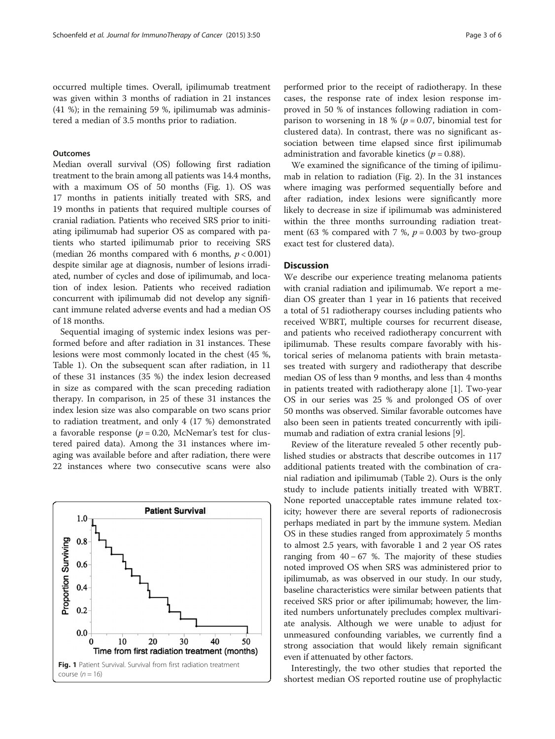occurred multiple times. Overall, ipilimumab treatment was given within 3 months of radiation in 21 instances (41 %); in the remaining 59 %, ipilimumab was administered a median of 3.5 months prior to radiation.

### Outcomes

Median overall survival (OS) following first radiation treatment to the brain among all patients was 14.4 months, with a maximum OS of 50 months (Fig. 1). OS was 17 months in patients initially treated with SRS, and 19 months in patients that required multiple courses of cranial radiation. Patients who received SRS prior to initiating ipilimumab had superior OS as compared with patients who started ipilimumab prior to receiving SRS (median 26 months compared with 6 months, $p < 0.001$) despite similar age at diagnosis, number of lesions irradiated, number of cycles and dose of ipilimumab, and location of index lesion. Patients who received radiation concurrent with ipilimumab did not develop any significant immune related adverse events and had a median OS of 18 months.

Sequential imaging of systemic index lesions was performed before and after radiation in 31 instances. These lesions were most commonly located in the chest (45 %, Table 1). On the subsequent scan after radiation, in 11 of these 31 instances (35 %) the index lesion decreased in size as compared with the scan preceding radiation therapy. In comparison, in 25 of these 31 instances the index lesion size was also comparable on two scans prior to radiation treatment, and only 4 (17 %) demonstrated a favorable response ($p = 0.20$, McNemar's test for clustered paired data). Among the 31 instances where imaging was available before and after radiation, there were 22 instances where two consecutive scans were also performed prior to the receipt of radiotherapy. In these cases, the response rate of index lesion response improved in 50 % of instances following radiation in comparison to worsening in 18 % ($p = 0.07$, binomial test for clustered data). In contrast, there was no significant association between time elapsed since first ipilimumab administration and favorable kinetics ($p = 0.88$).

We examined the significance of the timing of ipilimumab in relation to radiation (Fig. 2). In the 31 instances where imaging was performed sequentially before and after radiation, index lesions were significantly more likely to decrease in size if ipilimumab was administered within the three months surrounding radiation treatment (63 % compared with 7 %, $p = 0.003$ by two-group exact test for clustered data).

**Fig. 1** Patient Survival. Survival from first radiation treatment course ($n = 16$)

## Discussion

We describe our experience treating melanoma patients with cranial radiation and ipilimumab. We report a median OS greater than 1 year in 16 patients that received a total of 51 radiotherapy courses including patients who received WBRT, multiple courses for recurrent disease, and patients who received radiotherapy concurrent with ipilimumab. These results compare favorably with historical series of melanoma patients with brain metastases treated with surgery and radiotherapy that describe median OS of less than 9 months, and less than 4 months in patients treated with radiotherapy alone [1]. Two-year OS in our series was 25 % and prolonged OS of over 50 months was observed. Similar favorable outcomes have also been seen in patients treated concurrently with ipilimumab and radiation of extra cranial lesions [9].

Review of the literature revealed 5 other recently published studies or abstracts that describe outcomes in 117 additional patients treated with the combination of cranial radiation and ipilimumab (Table 2). Ours is the only study to include patients initially treated with WBRT. None reported unacceptable rates immune related toxicity; however there are several reports of radionecrosis perhaps mediated in part by the immune system. Median OS in these studies ranged from approximately 5 months to almost 2.5 years, with favorable 1 and 2 year OS rates ranging from 40 – 67 %. The majority of these studies noted improved OS when SRS was administered prior to ipilimumab, as was observed in our study. In our study, baseline characteristics were similar between patients that received SRS prior or after ipilimumab; however, the limited numbers unfortunately precludes complex multivariate analysis. Although we were unable to adjust for unmeasured confounding variables, we currently find a strong association that would likely remain significant even if attenuated by other factors.

Interestingly, the two other studies that reported the shortest median OS reported routine use of prophylactic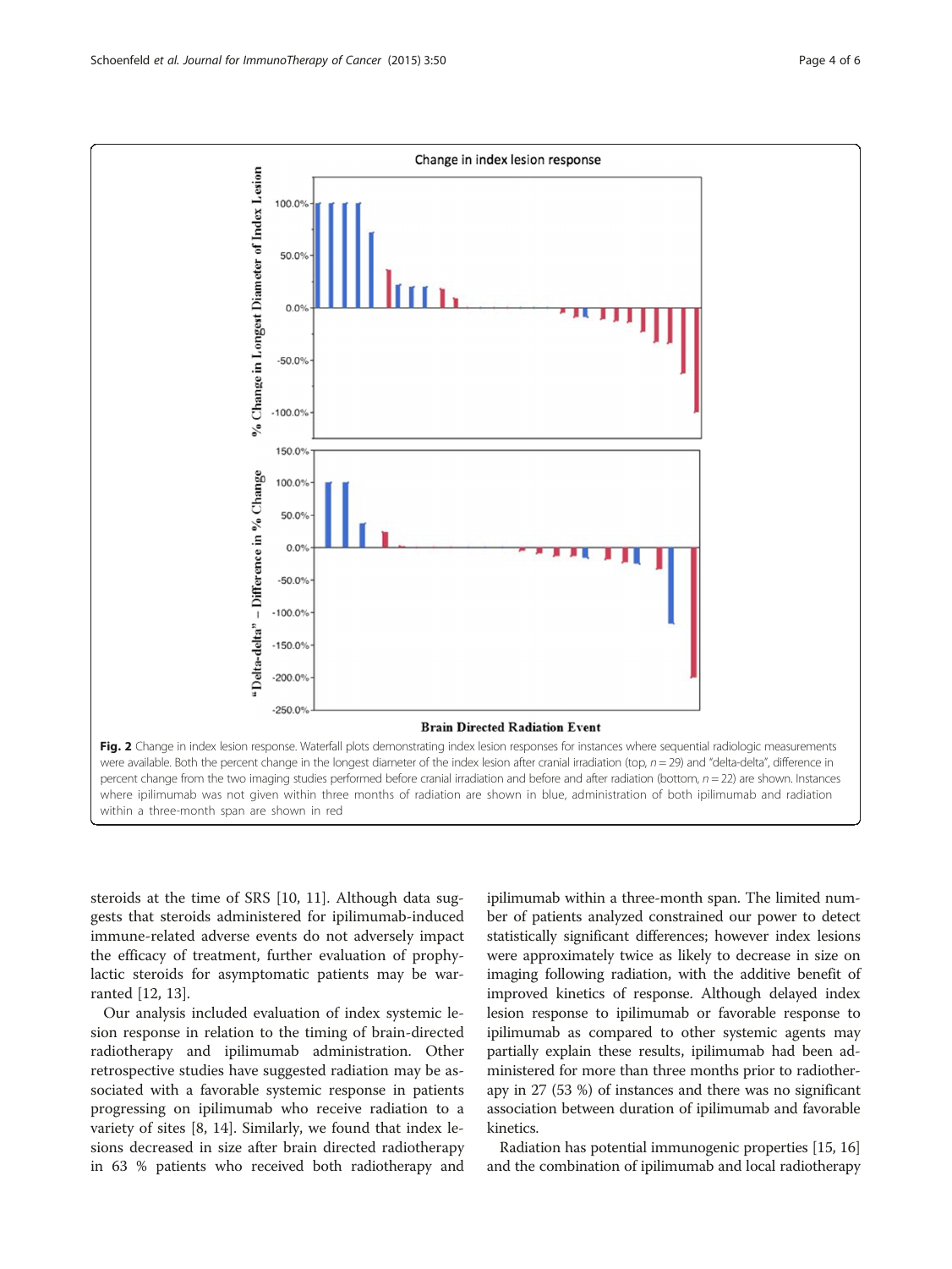**Fig. 2** Change in index lesion response. Waterfall plots demonstrating index lesion responses for instances where sequential radiologic measurements were available. Both the percent change in the longest diameter of the index lesion after cranial irradiation (top, $n = 29$) and "delta-delta", difference in percent change from the two imaging studies performed before cranial irradiation and before and after radiation (bottom, $n = 22$) are shown. Instances where ipilimumab was not given within three months of radiation are shown in blue, administration of both ipilimumab and radiation within a three-month span are shown in red

steroids at the time of SRS [10, 11]. Although data suggests that steroids administered for ipilimumab-induced immune-related adverse events do not adversely impact the efficacy of treatment, further evaluation of prophylactic steroids for asymptomatic patients may be warranted [12, 13].

Our analysis included evaluation of index systemic lesion response in relation to the timing of brain-directed radiotherapy and ipilimumab administration. Other retrospective studies have suggested radiation may be associated with a favorable systemic response in patients progressing on ipilimumab who receive radiation to a variety of sites [8, 14]. Similarly, we found that index lesions decreased in size after brain directed radiotherapy in 63 % patients who received both radiotherapy and ipilimumab within a three-month span. The limited number of patients analyzed constrained our power to detect statistically significant differences; however index lesions were approximately twice as likely to decrease in size on imaging following radiation, with the additive benefit of improved kinetics of response. Although delayed index lesion response to ipilimumab or favorable response to ipilimumab as compared to other systemic agents may partially explain these results, ipilimumab had been administered for more than three months prior to radiotherapy in 27 (53 %) of instances and there was no significant association between duration of ipilimumab and favorable kinetics.

Radiation has potential immunogenic properties [15, 16] and the combination of ipilimumab and local radiotherapy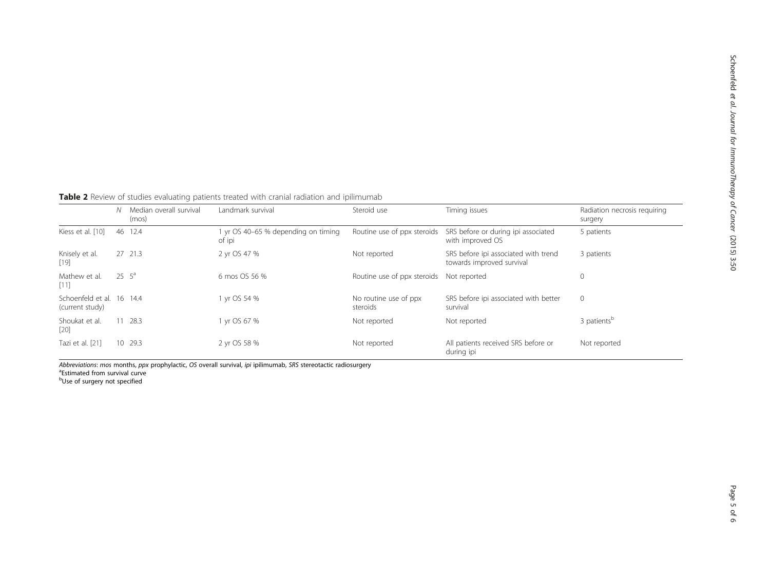**Table 2** Review of studies evaluating patients treated with cranial radiation and ipilimumab

| | *N* | Median overall survival (mos) | Landmark survival | Steroid use | Timing issues | Radiation necrosis requiring surgery |
|---|---|---|---|---|---|---|
| Kiess et al. [10] | 46 | 12.4 | 1 yr OS 40–65 % depending on timing of ipi | Routine use of ppx steroids | SRS before or during ipi associated with improved OS | 5 patients |
| Knisely et al. [19] | 27 | 21.3 | 2 yr OS 47 % | Not reported | SRS before ipi associated with trend towards improved survival | 3 patients |
| Mathew et al. [11] | 25 | 5[a] | 6 mos OS 56 % | Routine use of ppx steroids | Not reported | 0 |
| Schoenfeld et al. (current study) | 16 | 14.4 | 1 yr OS 54 % | No routine use of ppx steroids | SRS before ipi associated with better survival | 0 |
| Shoukat et al. [20] | 11 | 28.3 | 1 yr OS 67 % | Not reported | Not reported | 3 patients[b] |
| Tazi et al. [21] | 10 | 29.3 | 2 yr OS 58 % | Not reported | All patients received SRS before or during ipi | Not reported |

*Abbreviations*: *mos* months, *ppx* prophylactic, *OS* overall survival, *ipi* ipilimumab, *SRS* stereotactic radiosurgery
[a]Estimated from survival curve
[b]Use of surgery not specified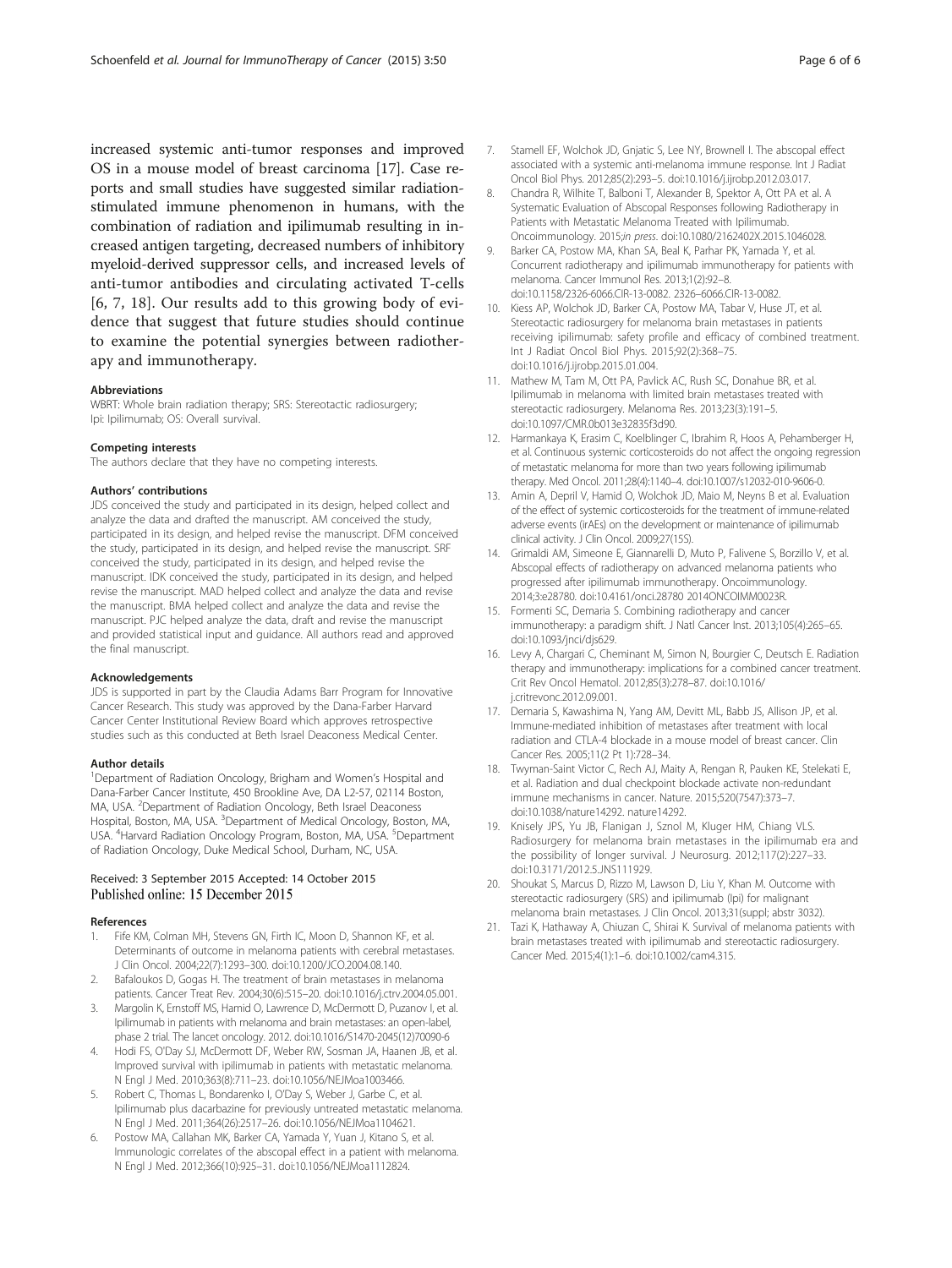increased systemic anti-tumor responses and improved OS in a mouse model of breast carcinoma [17]. Case reports and small studies have suggested similar radiation-stimulated immune phenomenon in humans, with the combination of radiation and ipilimumab resulting in increased antigen targeting, decreased numbers of inhibitory myeloid-derived suppressor cells, and increased levels of anti-tumor antibodies and circulating activated T-cells [6, 7, 18]. Our results add to this growing body of evidence that suggest that future studies should continue to examine the potential synergies between radiotherapy and immunotherapy.

#### Abbreviations

WBRT: Whole brain radiation therapy; SRS: Stereotactic radiosurgery; Ipi: Ipilimumab; OS: Overall survival.

#### Competing interests

The authors declare that they have no competing interests.

#### Authors' contributions

JDS conceived the study and participated in its design, helped collect and analyze the data and drafted the manuscript. AM conceived the study, participated in its design, and helped revise the manuscript. DFM conceived the study, participated in its design, and helped revise the manuscript. SRF conceived the study, participated in its design, and helped revise the manuscript. IDK conceived the study, participated in its design, and helped revise the manuscript. MAD helped collect and analyze the data and revise the manuscript. BMA helped collect and analyze the data and revise the manuscript. PJC helped analyze the data, draft and revise the manuscript and provided statistical input and guidance. All authors read and approved the final manuscript.

#### Acknowledgements

JDS is supported in part by the Claudia Adams Barr Program for Innovative Cancer Research. This study was approved by the Dana-Farber Harvard Cancer Center Institutional Review Board which approves retrospective studies such as this conducted at Beth Israel Deaconess Medical Center.

#### Author details

[1]Department of Radiation Oncology, Brigham and Women's Hospital and Dana-Farber Cancer Institute, 450 Brookline Ave, DA L2-57, 02114 Boston, MA, USA. [2]Department of Radiation Oncology, Beth Israel Deaconess Hospital, Boston, MA, USA. [3]Department of Medical Oncology, Boston, MA, USA. [4]Harvard Radiation Oncology Program, Boston, MA, USA. [5]Department of Radiation Oncology, Duke Medical School, Durham, NC, USA.

Received: 3 September 2015 Accepted: 14 October 2015
Published online: 15 December 2015

#### References

1. Fife KM, Colman MH, Stevens GN, Firth IC, Moon D, Shannon KF, et al. Determinants of outcome in melanoma patients with cerebral metastases. J Clin Oncol. 2004;22(7):1293–300. doi:10.1200/JCO.2004.08.140.
2. Bafaloukos D, Gogas H. The treatment of brain metastases in melanoma patients. Cancer Treat Rev. 2004;30(6):515–20. doi:10.1016/j.ctrv.2004.05.001.
3. Margolin K, Ernstoff MS, Hamid O, Lawrence D, McDermott D, Puzanov I, et al. Ipilimumab in patients with melanoma and brain metastases: an open-label, phase 2 trial. The lancet oncology. 2012. doi:10.1016/S1470-2045(12)70090-6
4. Hodi FS, O'Day SJ, McDermott DF, Weber RW, Sosman JA, Haanen JB, et al. Improved survival with ipilimumab in patients with metastatic melanoma. N Engl J Med. 2010;363(8):711–23. doi:10.1056/NEJMoa1003466.
5. Robert C, Thomas L, Bondarenko I, O'Day S, Weber J, Garbe C, et al. Ipilimumab plus dacarbazine for previously untreated metastatic melanoma. N Engl J Med. 2011;364(26):2517–26. doi:10.1056/NEJMoa1104621.
6. Postow MA, Callahan MK, Barker CA, Yamada Y, Yuan J, Kitano S, et al. Immunologic correlates of the abscopal effect in a patient with melanoma. N Engl J Med. 2012;366(10):925–31. doi:10.1056/NEJMoa1112824.
7. Stamell EF, Wolchok JD, Gnjatic S, Lee NY, Brownell I. The abscopal effect associated with a systemic anti-melanoma immune response. Int J Radiat Oncol Biol Phys. 2012;85(2):293–5. doi:10.1016/j.ijrobp.2012.03.017.
8. Chandra R, Wilhite T, Balboni T, Alexander B, Spektor A, Ott PA et al. A Systematic Evaluation of Abscopal Responses following Radiotherapy in Patients with Metastatic Melanoma Treated with Ipilimumab. Oncoimmunology. 2015;*in press*. doi:10.1080/2162402X.2015.1046028.
9. Barker CA, Postow MA, Khan SA, Beal K, Parhar PK, Yamada Y, et al. Concurrent radiotherapy and ipilimumab immunotherapy for patients with melanoma. Cancer Immunol Res. 2013;1(2):92–8. doi:10.1158/2326-6066.CIR-13-0082. 2326–6066.CIR-13-0082.
10. Kiess AP, Wolchok JD, Barker CA, Postow MA, Tabar V, Huse JT, et al. Stereotactic radiosurgery for melanoma brain metastases in patients receiving ipilimumab: safety profile and efficacy of combined treatment. Int J Radiat Oncol Biol Phys. 2015;92(2):368–75. doi:10.1016/j.ijrobp.2015.01.004.
11. Mathew M, Tam M, Ott PA, Pavlick AC, Rush SC, Donahue BR, et al. Ipilimumab in melanoma with limited brain metastases treated with stereotactic radiosurgery. Melanoma Res. 2013;23(3):191–5. doi:10.1097/CMR.0b013e32835f3d90.
12. Harmankaya K, Erasim C, Koelblinger C, Ibrahim R, Hoos A, Pehamberger H, et al. Continuous systemic corticosteroids do not affect the ongoing regression of metastatic melanoma for more than two years following ipilimumab therapy. Med Oncol. 2011;28(4):1140–4. doi:10.1007/s12032-010-9606-0.
13. Amin A, Depril V, Hamid O, Wolchok JD, Maio M, Neyns B et al. Evaluation of the effect of systemic corticosteroids for the treatment of immune-related adverse events (irAEs) on the development or maintenance of ipilimumab clinical activity. J Clin Oncol. 2009;27(15S).
14. Grimaldi AM, Simeone E, Giannarelli D, Muto P, Falivene S, Borzillo V, et al. Abscopal effects of radiotherapy on advanced melanoma patients who progressed after ipilimumab immunotherapy. Oncoimmunology. 2014;3:e28780. doi:10.4161/onci.28780 2014ONCOIMM0023R.
15. Formenti SC, Demaria S. Combining radiotherapy and cancer immunotherapy: a paradigm shift. J Natl Cancer Inst. 2013;105(4):265–65. doi:10.1093/jnci/djs629.
16. Levy A, Chargari C, Cheminant M, Simon N, Bourgier C, Deutsch E. Radiation therapy and immunotherapy: implications for a combined cancer treatment. Crit Rev Oncol Hematol. 2012;85(3):278–87. doi:10.1016/j.critrevonc.2012.09.001.
17. Demaria S, Kawashima N, Yang AM, Devitt ML, Babb JS, Allison JP, et al. Immune-mediated inhibition of metastases after treatment with local radiation and CTLA-4 blockade in a mouse model of breast cancer. Clin Cancer Res. 2005;11(2 Pt 1):728–34.
18. Twyman-Saint Victor C, Rech AJ, Maity A, Rengan R, Pauken KE, Stelekati E, et al. Radiation and dual checkpoint blockade activate non-redundant immune mechanisms in cancer. Nature. 2015;520(7547):373–7. doi:10.1038/nature14292. nature14292.
19. Knisely JPS, Yu JB, Flanigan J, Sznol M, Kluger HM, Chiang VLS. Radiosurgery for melanoma brain metastases in the ipilimumab era and the possibility of longer survival. J Neurosurg. 2012;117(2):227–33. doi:10.3171/2012.5.JNS111929.
20. Shoukat S, Marcus D, Rizzo M, Lawson D, Liu Y, Khan M. Outcome with stereotactic radiosurgery (SRS) and ipilimumab (Ipi) for malignant melanoma brain metastases. J Clin Oncol. 2013;31(suppl; abstr 3032).
21. Tazi K, Hathaway A, Chiuzan C, Shirai K. Survival of melanoma patients with brain metastases treated with ipilimumab and stereotactic radiosurgery. Cancer Med. 2015;4(1):1–6. doi:10.1002/cam4.315.